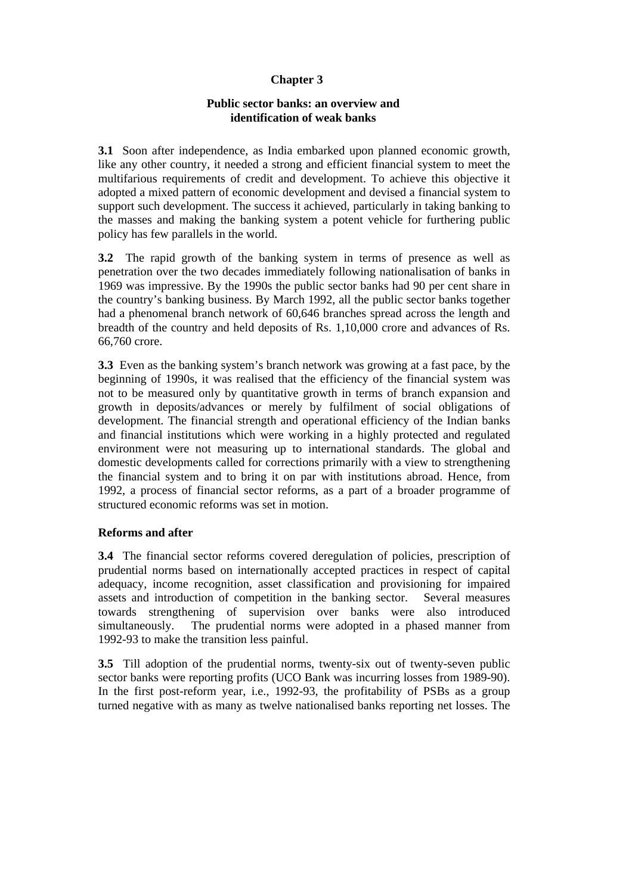# Chapter 3

## Public sector banks: an overview and identification of weak banks

**3.1** Soon after independence, as India embarked upon planned economic growth, like any other country, it needed a strong and efficient financial system to meet the multifarious requirements of credit and development. To achieve this objective it adopted a mixed pattern of economic development and devised a financial system to support such development. The success it achieved, particularly in taking banking to the masses and making the banking system a potent vehicle for furthering public policy has few parallels in the world.

**3.2** The rapid growth of the banking system in terms of presence as well as penetration over the two decades immediately following nationalisation of banks in 1969 was impressive. By the 1990s the public sector banks had 90 per cent share in the country's banking business. By March 1992, all the public sector banks together had a phenomenal branch network of 60,646 branches spread across the length and breadth of the country and held deposits of Rs. 1,10,000 crore and advances of Rs. 66,760 crore.

**3.3** Even as the banking system's branch network was growing at a fast pace, by the beginning of 1990s, it was realised that the efficiency of the financial system was not to be measured only by quantitative growth in terms of branch expansion and growth in deposits/advances or merely by fulfilment of social obligations of development. The financial strength and operational efficiency of the Indian banks and financial institutions which were working in a highly protected and regulated environment were not measuring up to international standards. The global and domestic developments called for corrections primarily with a view to strengthening the financial system and to bring it on par with institutions abroad. Hence, from 1992, a process of financial sector reforms, as a part of a broader programme of structured economic reforms was set in motion.

### Reforms and after

**3.4** The financial sector reforms covered deregulation of policies, prescription of prudential norms based on internationally accepted practices in respect of capital adequacy, income recognition, asset classification and provisioning for impaired assets and introduction of competition in the banking sector. Several measures towards strengthening of supervision over banks were also introduced simultaneously. The prudential norms were adopted in a phased manner from 1992-93 to make the transition less painful.

**3.5** Till adoption of the prudential norms, twenty-six out of twenty-seven public sector banks were reporting profits (UCO Bank was incurring losses from 1989-90). In the first post-reform year, i.e., 1992-93, the profitability of PSBs as a group turned negative with as many as twelve nationalised banks reporting net losses. The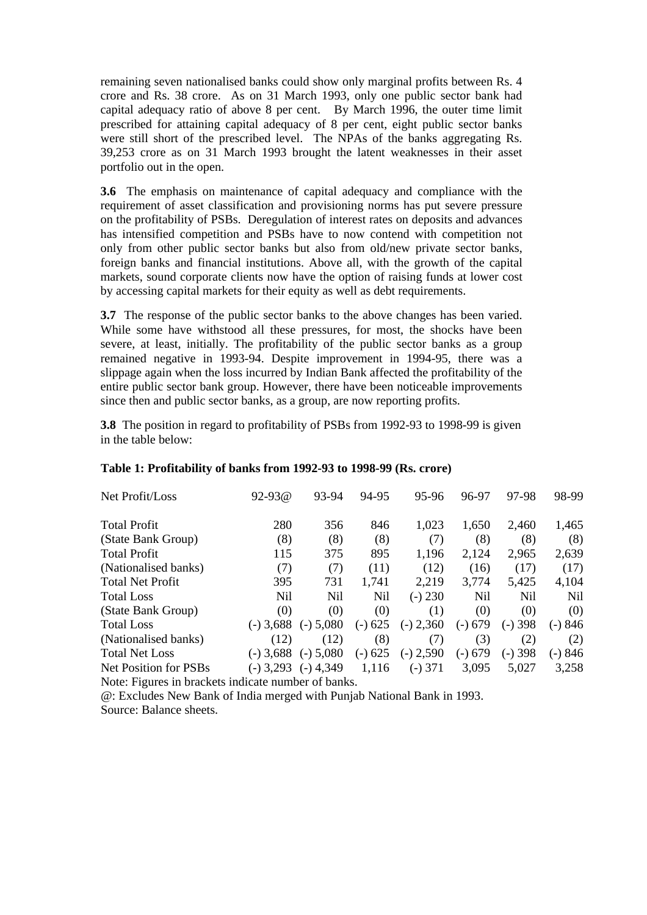remaining seven nationalised banks could show only marginal profits between Rs. 4 crore and Rs. 38 crore. As on 31 March 1993, only one public sector bank had capital adequacy ratio of above 8 per cent. By March 1996, the outer time limit prescribed for attaining capital adequacy of 8 per cent, eight public sector banks were still short of the prescribed level. The NPAs of the banks aggregating Rs. 39,253 crore as on 31 March 1993 brought the latent weaknesses in their asset portfolio out in the open.

**3.6** The emphasis on maintenance of capital adequacy and compliance with the requirement of asset classification and provisioning norms has put severe pressure on the profitability of PSBs. Deregulation of interest rates on deposits and advances has intensified competition and PSBs have to now contend with competition not only from other public sector banks but also from old/new private sector banks, foreign banks and financial institutions. Above all, with the growth of the capital markets, sound corporate clients now have the option of raising funds at lower cost by accessing capital markets for their equity as well as debt requirements.

**3.7** The response of the public sector banks to the above changes has been varied. While some have withstood all these pressures, for most, the shocks have been severe, at least, initially. The profitability of the public sector banks as a group remained negative in 1993-94. Despite improvement in 1994-95, there was a slippage again when the loss incurred by Indian Bank affected the profitability of the entire public sector bank group. However, there have been noticeable improvements since then and public sector banks, as a group, are now reporting profits.

**3.8** The position in regard to profitability of PSBs from 1992-93 to 1998-99 is given in the table below:

**Table 1: Profitability of banks from 1992-93 to 1998-99 (Rs. crore)**

| Net Profit/Loss | 92-93@ | 93-94 | 94-95 | 95-96 | 96-97 | 97-98 | 98-99 |
|---|---|---|---|---|---|---|---|
| Total Profit | 280 | 356 | 846 | 1,023 | 1,650 | 2,460 | 1,465 |
| (State Bank Group) | (8) | (8) | (8) | (7) | (8) | (8) | (8) |
| Total Profit | 115 | 375 | 895 | 1,196 | 2,124 | 2,965 | 2,639 |
| (Nationalised banks) | (7) | (7) | (11) | (12) | (16) | (17) | (17) |
| Total Net Profit | 395 | 731 | 1,741 | 2,219 | 3,774 | 5,425 | 4,104 |
| Total Loss | Nil | Nil | Nil | (-) 230 | Nil | Nil | Nil |
| (State Bank Group) | (0) | (0) | (0) | (1) | (0) | (0) | (0) |
| Total Loss | (-) 3,688 | (-) 5,080 | (-) 625 | (-) 2,360 | (-) 679 | (-) 398 | (-) 846 |
| (Nationalised banks) | (12) | (12) | (8) | (7) | (3) | (2) | (2) |
| Total Net Loss | (-) 3,688 | (-) 5,080 | (-) 625 | (-) 2,590 | (-) 679 | (-) 398 | (-) 846 |
| Net Position for PSBs | (-) 3,293 | (-) 4,349 | 1,116 | (-) 371 | 3,095 | 5,027 | 3,258 |

Note: Figures in brackets indicate number of banks.

@: Excludes New Bank of India merged with Punjab National Bank in 1993.

Source: Balance sheets.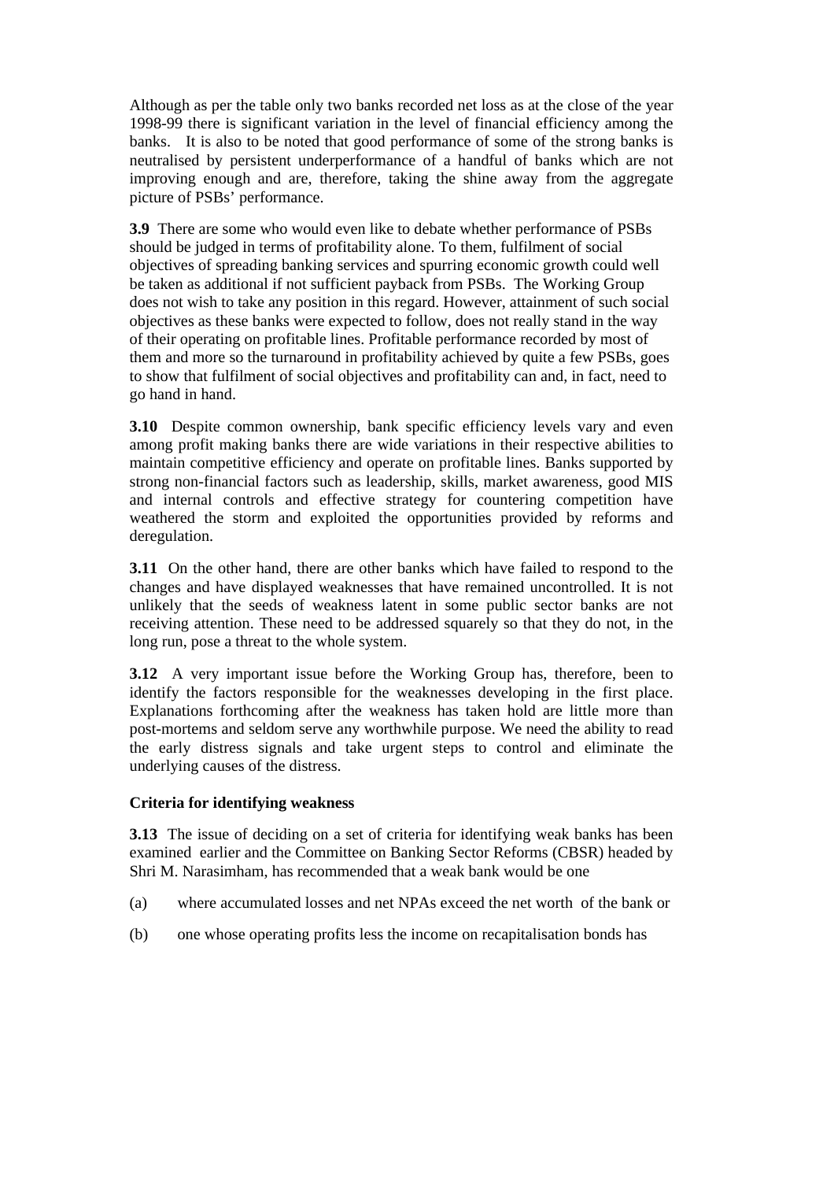Although as per the table only two banks recorded net loss as at the close of the year 1998-99 there is significant variation in the level of financial efficiency among the banks. It is also to be noted that good performance of some of the strong banks is neutralised by persistent underperformance of a handful of banks which are not improving enough and are, therefore, taking the shine away from the aggregate picture of PSBs' performance.

**3.9** There are some who would even like to debate whether performance of PSBs should be judged in terms of profitability alone. To them, fulfilment of social objectives of spreading banking services and spurring economic growth could well be taken as additional if not sufficient payback from PSBs. The Working Group does not wish to take any position in this regard. However, attainment of such social objectives as these banks were expected to follow, does not really stand in the way of their operating on profitable lines. Profitable performance recorded by most of them and more so the turnaround in profitability achieved by quite a few PSBs, goes to show that fulfilment of social objectives and profitability can and, in fact, need to go hand in hand.

**3.10** Despite common ownership, bank specific efficiency levels vary and even among profit making banks there are wide variations in their respective abilities to maintain competitive efficiency and operate on profitable lines. Banks supported by strong non-financial factors such as leadership, skills, market awareness, good MIS and internal controls and effective strategy for countering competition have weathered the storm and exploited the opportunities provided by reforms and deregulation.

**3.11** On the other hand, there are other banks which have failed to respond to the changes and have displayed weaknesses that have remained uncontrolled. It is not unlikely that the seeds of weakness latent in some public sector banks are not receiving attention. These need to be addressed squarely so that they do not, in the long run, pose a threat to the whole system.

**3.12** A very important issue before the Working Group has, therefore, been to identify the factors responsible for the weaknesses developing in the first place. Explanations forthcoming after the weakness has taken hold are little more than post-mortems and seldom serve any worthwhile purpose. We need the ability to read the early distress signals and take urgent steps to control and eliminate the underlying causes of the distress.

**Criteria for identifying weakness**

**3.13** The issue of deciding on a set of criteria for identifying weak banks has been examined earlier and the Committee on Banking Sector Reforms (CBSR) headed by Shri M. Narasimham, has recommended that a weak bank would be one

(a) where accumulated losses and net NPAs exceed the net worth of the bank or

(b) one whose operating profits less the income on recapitalisation bonds has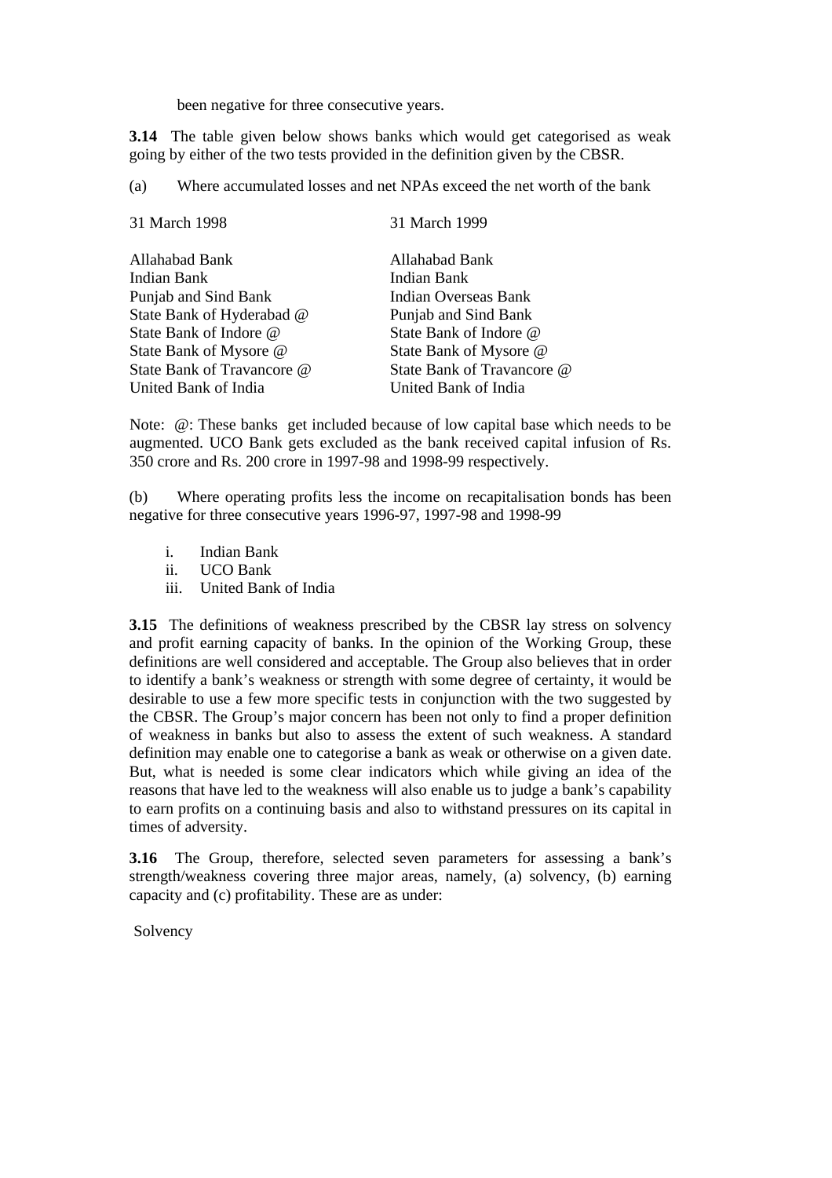been negative for three consecutive years.

**3.14** The table given below shows banks which would get categorised as weak going by either of the two tests provided in the definition given by the CBSR.

(a) Where accumulated losses and net NPAs exceed the net worth of the bank

| 31 March 1998 | 31 March 1999 |
|---|---|
| Allahabad Bank | Allahabad Bank |
| Indian Bank | Indian Bank |
| Punjab and Sind Bank | Indian Overseas Bank |
| State Bank of Hyderabad @ | Punjab and Sind Bank |
| State Bank of Indore @ | State Bank of Indore @ |
| State Bank of Mysore @ | State Bank of Mysore @ |
| State Bank of Travancore @ | State Bank of Travancore @ |
| United Bank of India | United Bank of India |

Note: @: These banks get included because of low capital base which needs to be augmented. UCO Bank gets excluded as the bank received capital infusion of Rs. 350 crore and Rs. 200 crore in 1997-98 and 1998-99 respectively.

(b) Where operating profits less the income on recapitalisation bonds has been negative for three consecutive years 1996-97, 1997-98 and 1998-99

i. Indian Bank
ii. UCO Bank
iii. United Bank of India

**3.15** The definitions of weakness prescribed by the CBSR lay stress on solvency and profit earning capacity of banks. In the opinion of the Working Group, these definitions are well considered and acceptable. The Group also believes that in order to identify a bank's weakness or strength with some degree of certainty, it would be desirable to use a few more specific tests in conjunction with the two suggested by the CBSR. The Group's major concern has been not only to find a proper definition of weakness in banks but also to assess the extent of such weakness. A standard definition may enable one to categorise a bank as weak or otherwise on a given date. But, what is needed is some clear indicators which while giving an idea of the reasons that have led to the weakness will also enable us to judge a bank's capability to earn profits on a continuing basis and also to withstand pressures on its capital in times of adversity.

**3.16** The Group, therefore, selected seven parameters for assessing a bank's strength/weakness covering three major areas, namely, (a) solvency, (b) earning capacity and (c) profitability. These are as under:

Solvency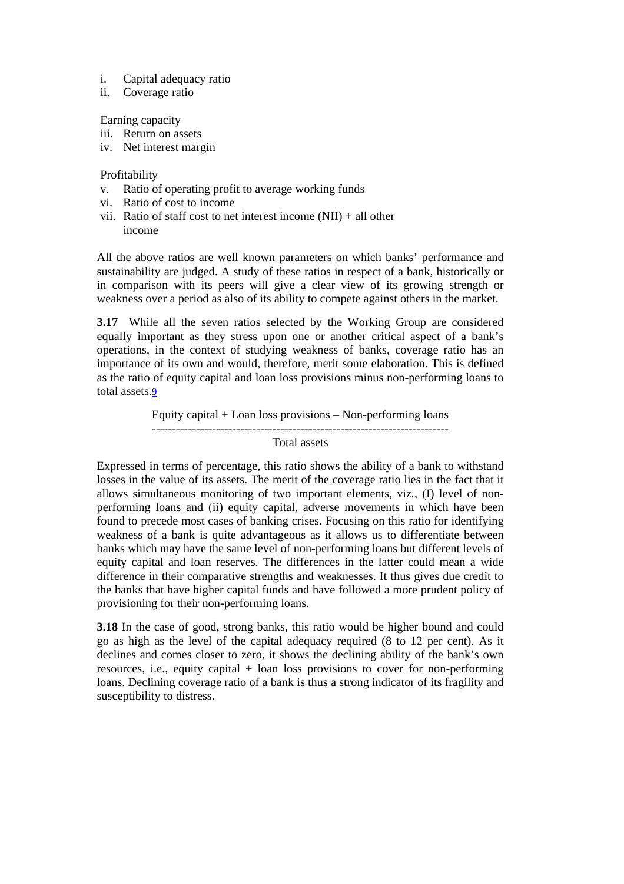i. Capital adequacy ratio
ii. Coverage ratio

Earning capacity

iii. Return on assets
iv. Net interest margin

Profitability

v. Ratio of operating profit to average working funds
vi. Ratio of cost to income
vii. Ratio of staff cost to net interest income (NII) + all other income

All the above ratios are well known parameters on which banks' performance and sustainability are judged. A study of these ratios in respect of a bank, historically or in comparison with its peers will give a clear view of its growing strength or weakness over a period as also of its ability to compete against others in the market.

**3.17** While all the seven ratios selected by the Working Group are considered equally important as they stress upon one or another critical aspect of a bank's operations, in the context of studying weakness of banks, coverage ratio has an importance of its own and would, therefore, merit some elaboration. This is defined as the ratio of equity capital and loan loss provisions minus non-performing loans to total assets.[9]

$$\frac{\text{Equity capital + Loan loss provisions – Non-performing loans}}{\text{Total assets}}$$

Expressed in terms of percentage, this ratio shows the ability of a bank to withstand losses in the value of its assets. The merit of the coverage ratio lies in the fact that it allows simultaneous monitoring of two important elements, viz., (I) level of non-performing loans and (ii) equity capital, adverse movements in which have been found to precede most cases of banking crises. Focusing on this ratio for identifying weakness of a bank is quite advantageous as it allows us to differentiate between banks which may have the same level of non-performing loans but different levels of equity capital and loan reserves. The differences in the latter could mean a wide difference in their comparative strengths and weaknesses. It thus gives due credit to the banks that have higher capital funds and have followed a more prudent policy of provisioning for their non-performing loans.

**3.18** In the case of good, strong banks, this ratio would be higher bound and could go as high as the level of the capital adequacy required (8 to 12 per cent). As it declines and comes closer to zero, it shows the declining ability of the bank's own resources, i.e., equity capital + loan loss provisions to cover for non-performing loans. Declining coverage ratio of a bank is thus a strong indicator of its fragility and susceptibility to distress.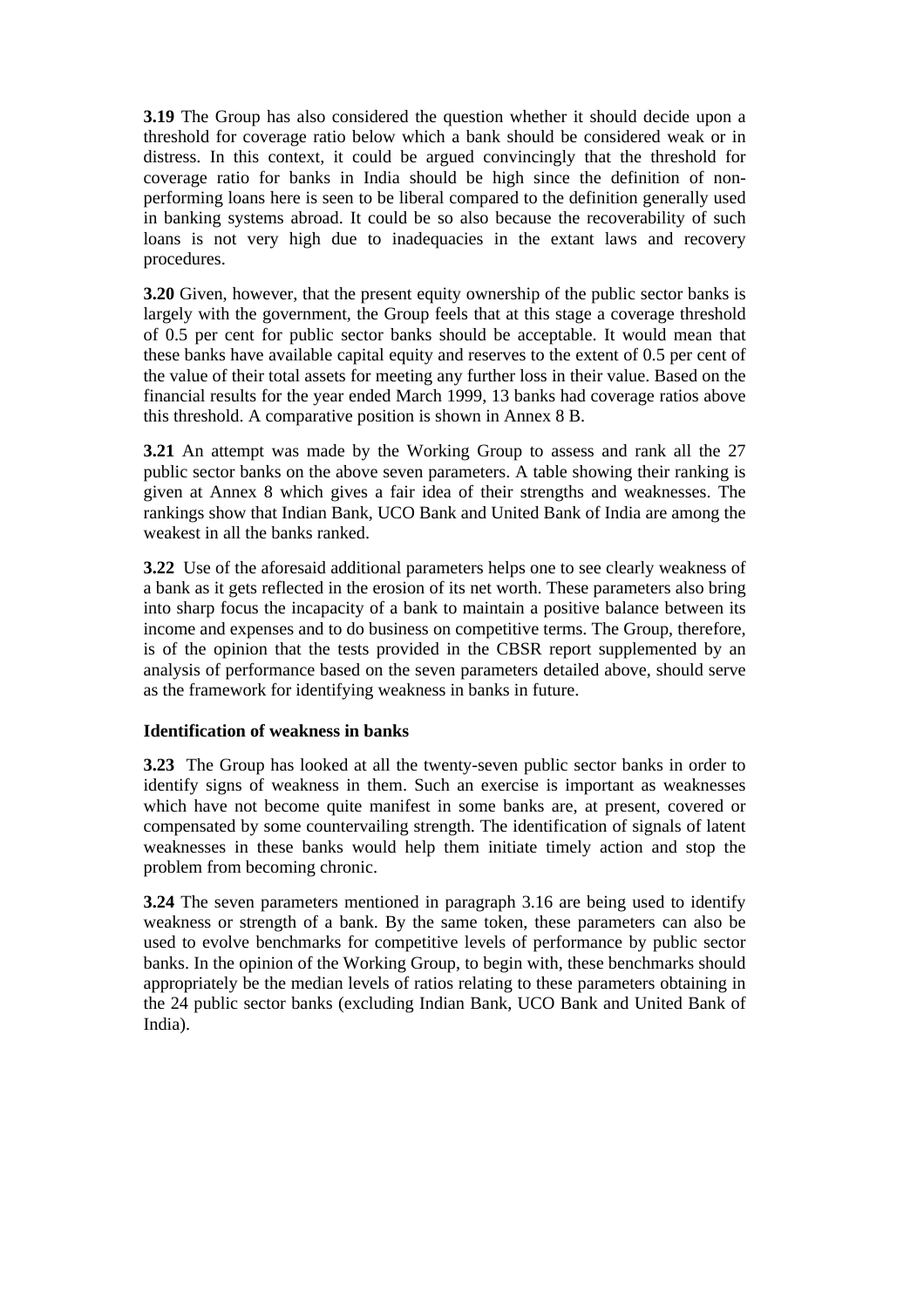**3.19** The Group has also considered the question whether it should decide upon a threshold for coverage ratio below which a bank should be considered weak or in distress. In this context, it could be argued convincingly that the threshold for coverage ratio for banks in India should be high since the definition of non-performing loans here is seen to be liberal compared to the definition generally used in banking systems abroad. It could be so also because the recoverability of such loans is not very high due to inadequacies in the extant laws and recovery procedures.

**3.20** Given, however, that the present equity ownership of the public sector banks is largely with the government, the Group feels that at this stage a coverage threshold of 0.5 per cent for public sector banks should be acceptable. It would mean that these banks have available capital equity and reserves to the extent of 0.5 per cent of the value of their total assets for meeting any further loss in their value. Based on the financial results for the year ended March 1999, 13 banks had coverage ratios above this threshold. A comparative position is shown in Annex 8 B.

**3.21** An attempt was made by the Working Group to assess and rank all the 27 public sector banks on the above seven parameters. A table showing their ranking is given at Annex 8 which gives a fair idea of their strengths and weaknesses. The rankings show that Indian Bank, UCO Bank and United Bank of India are among the weakest in all the banks ranked.

**3.22** Use of the aforesaid additional parameters helps one to see clearly weakness of a bank as it gets reflected in the erosion of its net worth. These parameters also bring into sharp focus the incapacity of a bank to maintain a positive balance between its income and expenses and to do business on competitive terms. The Group, therefore, is of the opinion that the tests provided in the CBSR report supplemented by an analysis of performance based on the seven parameters detailed above, should serve as the framework for identifying weakness in banks in future.

### Identification of weakness in banks

**3.23** The Group has looked at all the twenty-seven public sector banks in order to identify signs of weakness in them. Such an exercise is important as weaknesses which have not become quite manifest in some banks are, at present, covered or compensated by some countervailing strength. The identification of signals of latent weaknesses in these banks would help them initiate timely action and stop the problem from becoming chronic.

**3.24** The seven parameters mentioned in paragraph 3.16 are being used to identify weakness or strength of a bank. By the same token, these parameters can also be used to evolve benchmarks for competitive levels of performance by public sector banks. In the opinion of the Working Group, to begin with, these benchmarks should appropriately be the median levels of ratios relating to these parameters obtaining in the 24 public sector banks (excluding Indian Bank, UCO Bank and United Bank of India).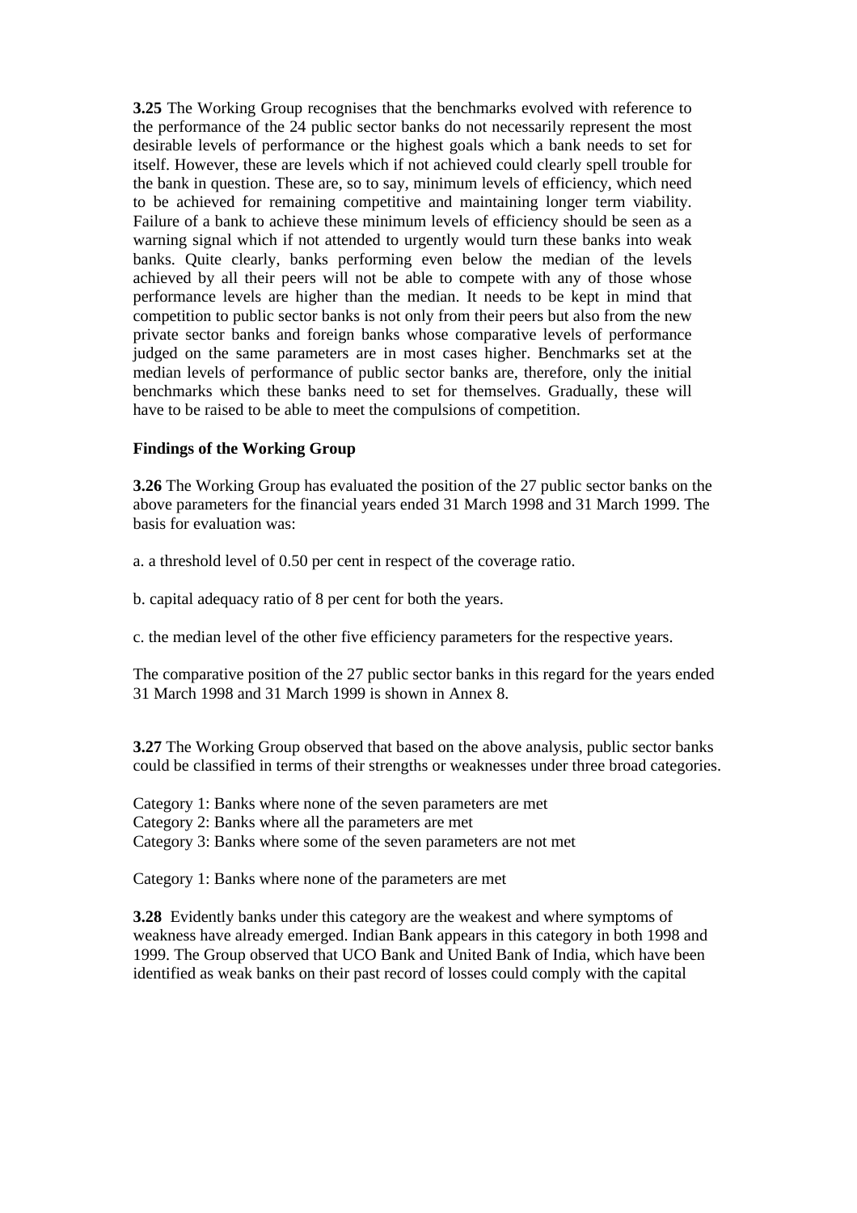**3.25** The Working Group recognises that the benchmarks evolved with reference to the performance of the 24 public sector banks do not necessarily represent the most desirable levels of performance or the highest goals which a bank needs to set for itself. However, these are levels which if not achieved could clearly spell trouble for the bank in question. These are, so to say, minimum levels of efficiency, which need to be achieved for remaining competitive and maintaining longer term viability. Failure of a bank to achieve these minimum levels of efficiency should be seen as a warning signal which if not attended to urgently would turn these banks into weak banks. Quite clearly, banks performing even below the median of the levels achieved by all their peers will not be able to compete with any of those whose performance levels are higher than the median. It needs to be kept in mind that competition to public sector banks is not only from their peers but also from the new private sector banks and foreign banks whose comparative levels of performance judged on the same parameters are in most cases higher. Benchmarks set at the median levels of performance of public sector banks are, therefore, only the initial benchmarks which these banks need to set for themselves. Gradually, these will have to be raised to be able to meet the compulsions of competition.

**Findings of the Working Group**

**3.26** The Working Group has evaluated the position of the 27 public sector banks on the above parameters for the financial years ended 31 March 1998 and 31 March 1999. The basis for evaluation was:

a. a threshold level of 0.50 per cent in respect of the coverage ratio.

b. capital adequacy ratio of 8 per cent for both the years.

c. the median level of the other five efficiency parameters for the respective years.

The comparative position of the 27 public sector banks in this regard for the years ended 31 March 1998 and 31 March 1999 is shown in Annex 8.

**3.27** The Working Group observed that based on the above analysis, public sector banks could be classified in terms of their strengths or weaknesses under three broad categories.

Category 1: Banks where none of the seven parameters are met
Category 2: Banks where all the parameters are met
Category 3: Banks where some of the seven parameters are not met

Category 1: Banks where none of the parameters are met

**3.28** Evidently banks under this category are the weakest and where symptoms of weakness have already emerged. Indian Bank appears in this category in both 1998 and 1999. The Group observed that UCO Bank and United Bank of India, which have been identified as weak banks on their past record of losses could comply with the capital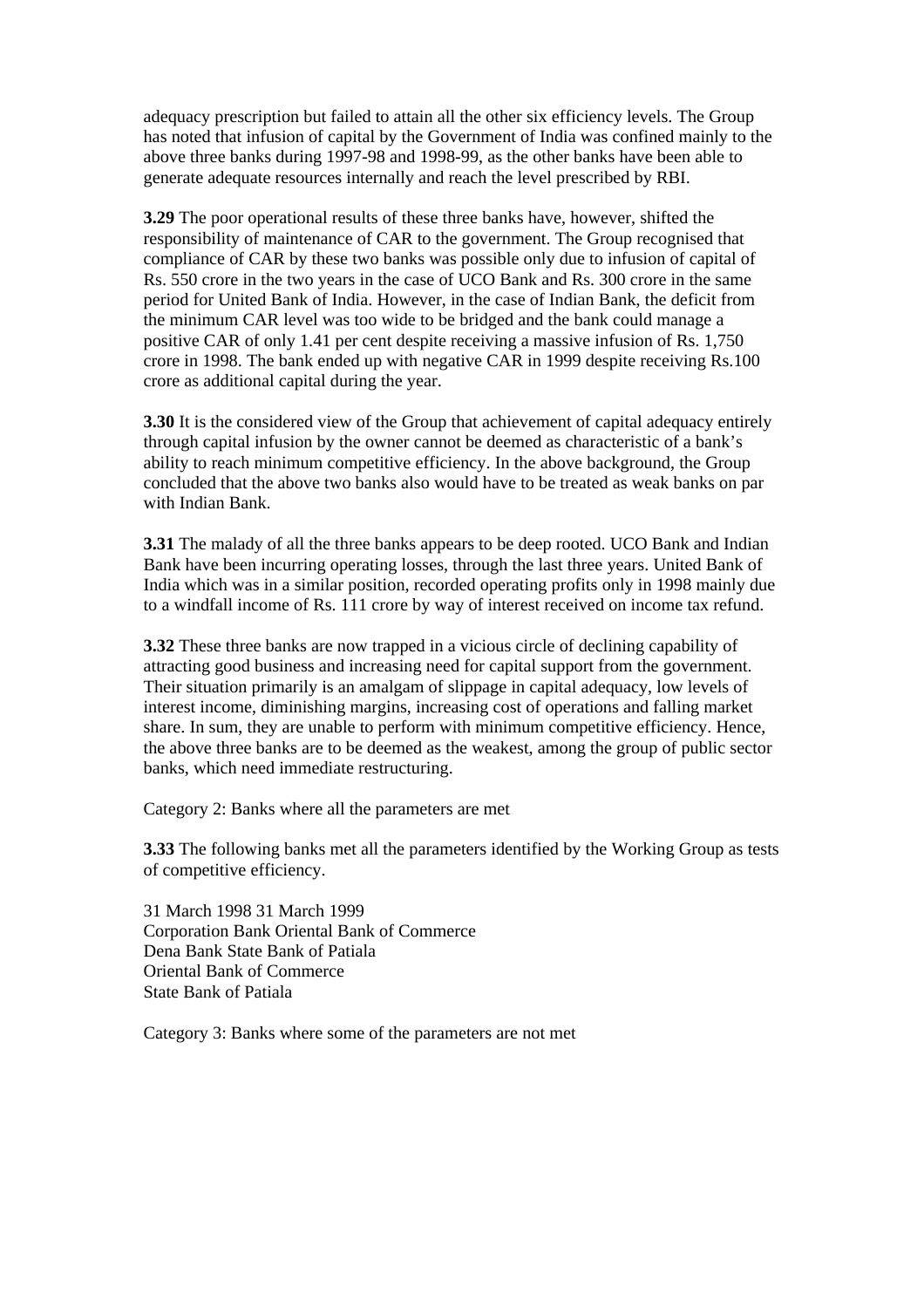adequacy prescription but failed to attain all the other six efficiency levels. The Group has noted that infusion of capital by the Government of India was confined mainly to the above three banks during 1997-98 and 1998-99, as the other banks have been able to generate adequate resources internally and reach the level prescribed by RBI.

**3.29** The poor operational results of these three banks have, however, shifted the responsibility of maintenance of CAR to the government. The Group recognised that compliance of CAR by these two banks was possible only due to infusion of capital of Rs. 550 crore in the two years in the case of UCO Bank and Rs. 300 crore in the same period for United Bank of India. However, in the case of Indian Bank, the deficit from the minimum CAR level was too wide to be bridged and the bank could manage a positive CAR of only 1.41 per cent despite receiving a massive infusion of Rs. 1,750 crore in 1998. The bank ended up with negative CAR in 1999 despite receiving Rs.100 crore as additional capital during the year.

**3.30** It is the considered view of the Group that achievement of capital adequacy entirely through capital infusion by the owner cannot be deemed as characteristic of a bank's ability to reach minimum competitive efficiency. In the above background, the Group concluded that the above two banks also would have to be treated as weak banks on par with Indian Bank.

**3.31** The malady of all the three banks appears to be deep rooted. UCO Bank and Indian Bank have been incurring operating losses, through the last three years. United Bank of India which was in a similar position, recorded operating profits only in 1998 mainly due to a windfall income of Rs. 111 crore by way of interest received on income tax refund.

**3.32** These three banks are now trapped in a vicious circle of declining capability of attracting good business and increasing need for capital support from the government. Their situation primarily is an amalgam of slippage in capital adequacy, low levels of interest income, diminishing margins, increasing cost of operations and falling market share. In sum, they are unable to perform with minimum competitive efficiency. Hence, the above three banks are to be deemed as the weakest, among the group of public sector banks, which need immediate restructuring.

Category 2: Banks where all the parameters are met

**3.33** The following banks met all the parameters identified by the Working Group as tests of competitive efficiency.

| 31 March 1998 | 31 March 1999 |
|---|---|
| Corporation Bank | Oriental Bank of Commerce |
| Dena Bank | State Bank of Patiala |
| Oriental Bank of Commerce | |
| State Bank of Patiala | |

Category 3: Banks where some of the parameters are not met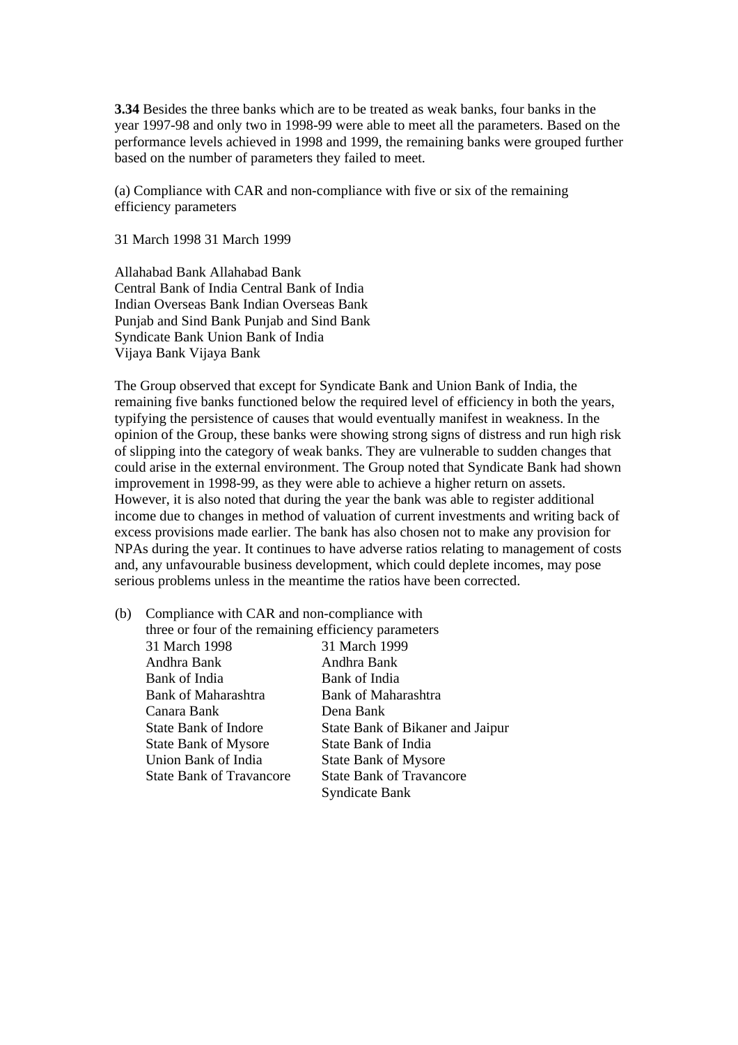**3.34** Besides the three banks which are to be treated as weak banks, four banks in the year 1997-98 and only two in 1998-99 were able to meet all the parameters. Based on the performance levels achieved in 1998 and 1999, the remaining banks were grouped further based on the number of parameters they failed to meet.

(a) Compliance with CAR and non-compliance with five or six of the remaining efficiency parameters

| 31 March 1998 | 31 March 1999 |
|---|---|
| Allahabad Bank | Allahabad Bank |
| Central Bank of India | Central Bank of India |
| Indian Overseas Bank | Indian Overseas Bank |
| Punjab and Sind Bank | Punjab and Sind Bank |
| Syndicate Bank | Union Bank of India |
| Vijaya Bank | Vijaya Bank |

The Group observed that except for Syndicate Bank and Union Bank of India, the remaining five banks functioned below the required level of efficiency in both the years, typifying the persistence of causes that would eventually manifest in weakness. In the opinion of the Group, these banks were showing strong signs of distress and run high risk of slipping into the category of weak banks. They are vulnerable to sudden changes that could arise in the external environment. The Group noted that Syndicate Bank had shown improvement in 1998-99, as they were able to achieve a higher return on assets. However, it is also noted that during the year the bank was able to register additional income due to changes in method of valuation of current investments and writing back of excess provisions made earlier. The bank has also chosen not to make any provision for NPAs during the year. It continues to have adverse ratios relating to management of costs and, any unfavourable business development, which could deplete incomes, may pose serious problems unless in the meantime the ratios have been corrected.

(b) Compliance with CAR and non-compliance with three or four of the remaining efficiency parameters

| 31 March 1998 | 31 March 1999 |
|---|---|
| Andhra Bank | Andhra Bank |
| Bank of India | Bank of India |
| Bank of Maharashtra | Bank of Maharashtra |
| Canara Bank | Dena Bank |
| State Bank of Indore | State Bank of Bikaner and Jaipur |
| State Bank of Mysore | State Bank of India |
| Union Bank of India | State Bank of Mysore |
| State Bank of Travancore | State Bank of Travancore |
| | Syndicate Bank |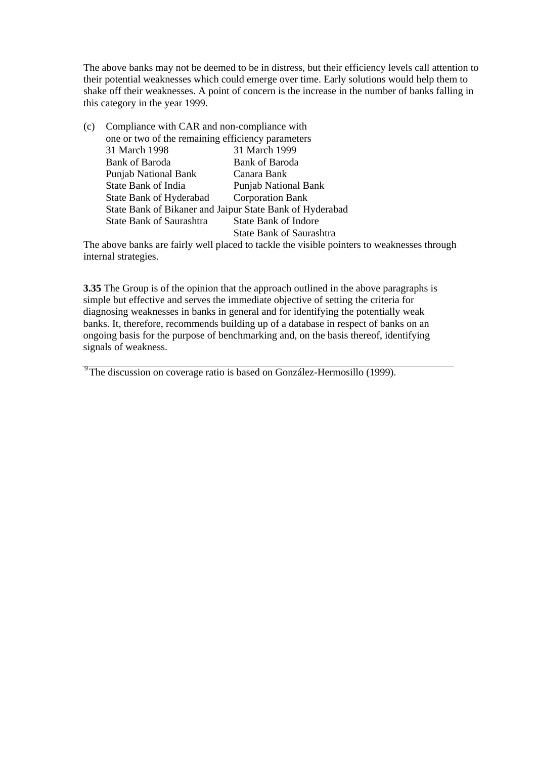The above banks may not be deemed to be in distress, but their efficiency levels call attention to their potential weaknesses which could emerge over time. Early solutions would help them to shake off their weaknesses. A point of concern is the increase in the number of banks falling in this category in the year 1999.

(c) Compliance with CAR and non-compliance with one or two of the remaining efficiency parameters

| 31 March 1998 | 31 March 1999 |
|---|---|
| Bank of Baroda | Bank of Baroda |
| Punjab National Bank | Canara Bank |
| State Bank of India | Punjab National Bank |
| State Bank of Hyderabad | Corporation Bank |
| State Bank of Bikaner and Jaipur | State Bank of Hyderabad |
| State Bank of Saurashtra | State Bank of Indore |
| | State Bank of Saurashtra |

The above banks are fairly well placed to tackle the visible pointers to weaknesses through internal strategies.

**3.35** The Group is of the opinion that the approach outlined in the above paragraphs is simple but effective and serves the immediate objective of setting the criteria for diagnosing weaknesses in banks in general and for identifying the potentially weak banks. It, therefore, recommends building up of a database in respect of banks on an ongoing basis for the purpose of benchmarking and, on the basis thereof, identifying signals of weakness.

---

[9] The discussion on coverage ratio is based on González-Hermosillo (1999).